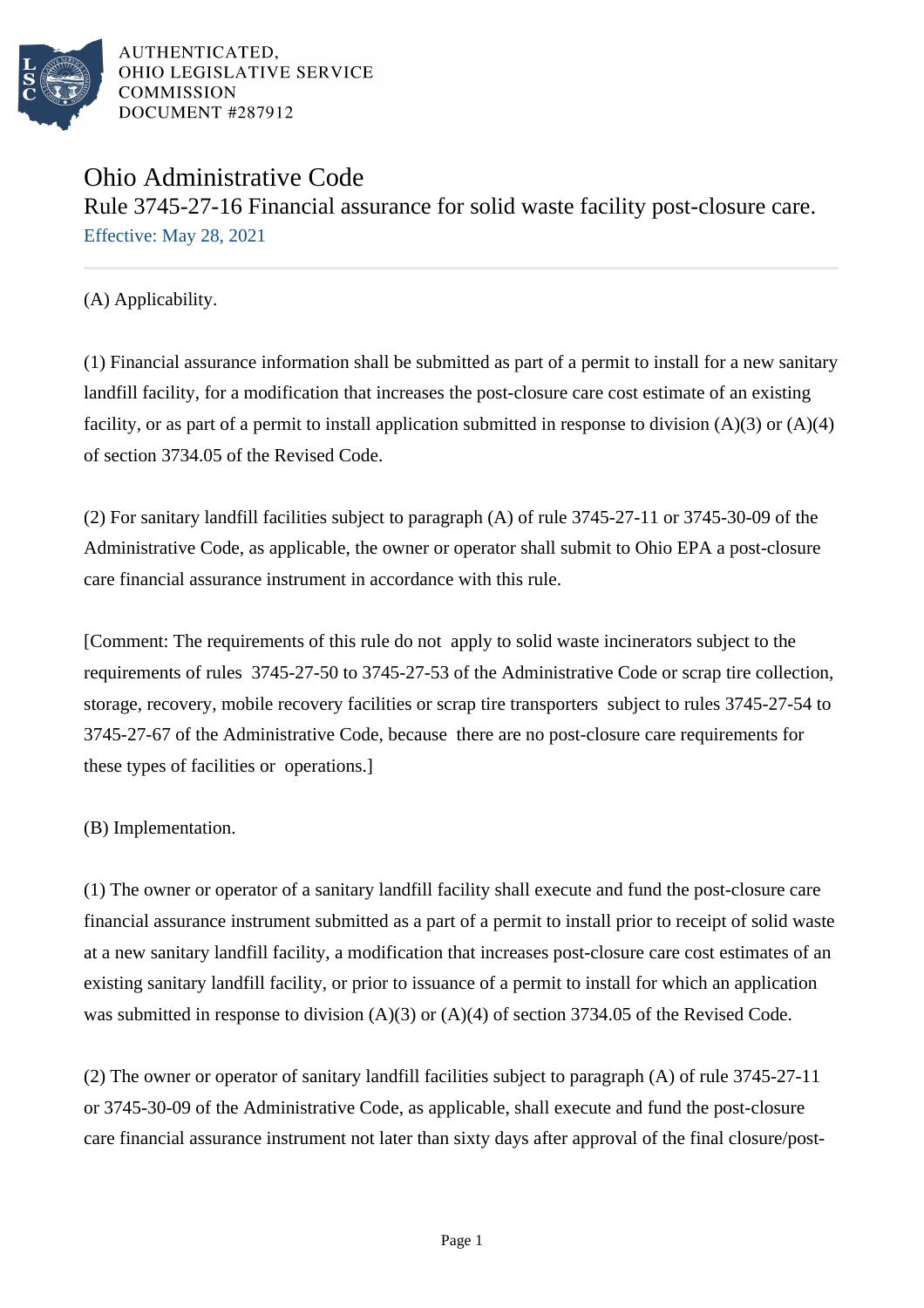AUTHENTICATED,
OHIO LEGISLATIVE SERVICE
COMMISSION
DOCUMENT #287912

# Ohio Administrative Code

## Rule 3745-27-16 Financial assurance for solid waste facility post-closure care.

Effective: May 28, 2021

(A) Applicability.

(1) Financial assurance information shall be submitted as part of a permit to install for a new sanitary landfill facility, for a modification that increases the post-closure care cost estimate of an existing facility, or as part of a permit to install application submitted in response to division (A)(3) or (A)(4) of section 3734.05 of the Revised Code.

(2) For sanitary landfill facilities subject to paragraph (A) of rule 3745-27-11 or 3745-30-09 of the Administrative Code, as applicable, the owner or operator shall submit to Ohio EPA a post-closure care financial assurance instrument in accordance with this rule.

[Comment: The requirements of this rule do not apply to solid waste incinerators subject to the requirements of rules 3745-27-50 to 3745-27-53 of the Administrative Code or scrap tire collection, storage, recovery, mobile recovery facilities or scrap tire transporters subject to rules 3745-27-54 to 3745-27-67 of the Administrative Code, because there are no post-closure care requirements for these types of facilities or operations.]

(B) Implementation.

(1) The owner or operator of a sanitary landfill facility shall execute and fund the post-closure care financial assurance instrument submitted as a part of a permit to install prior to receipt of solid waste at a new sanitary landfill facility, a modification that increases post-closure care cost estimates of an existing sanitary landfill facility, or prior to issuance of a permit to install for which an application was submitted in response to division (A)(3) or (A)(4) of section 3734.05 of the Revised Code.

(2) The owner or operator of sanitary landfill facilities subject to paragraph (A) of rule 3745-27-11 or 3745-30-09 of the Administrative Code, as applicable, shall execute and fund the post-closure care financial assurance instrument not later than sixty days after approval of the final closure/post-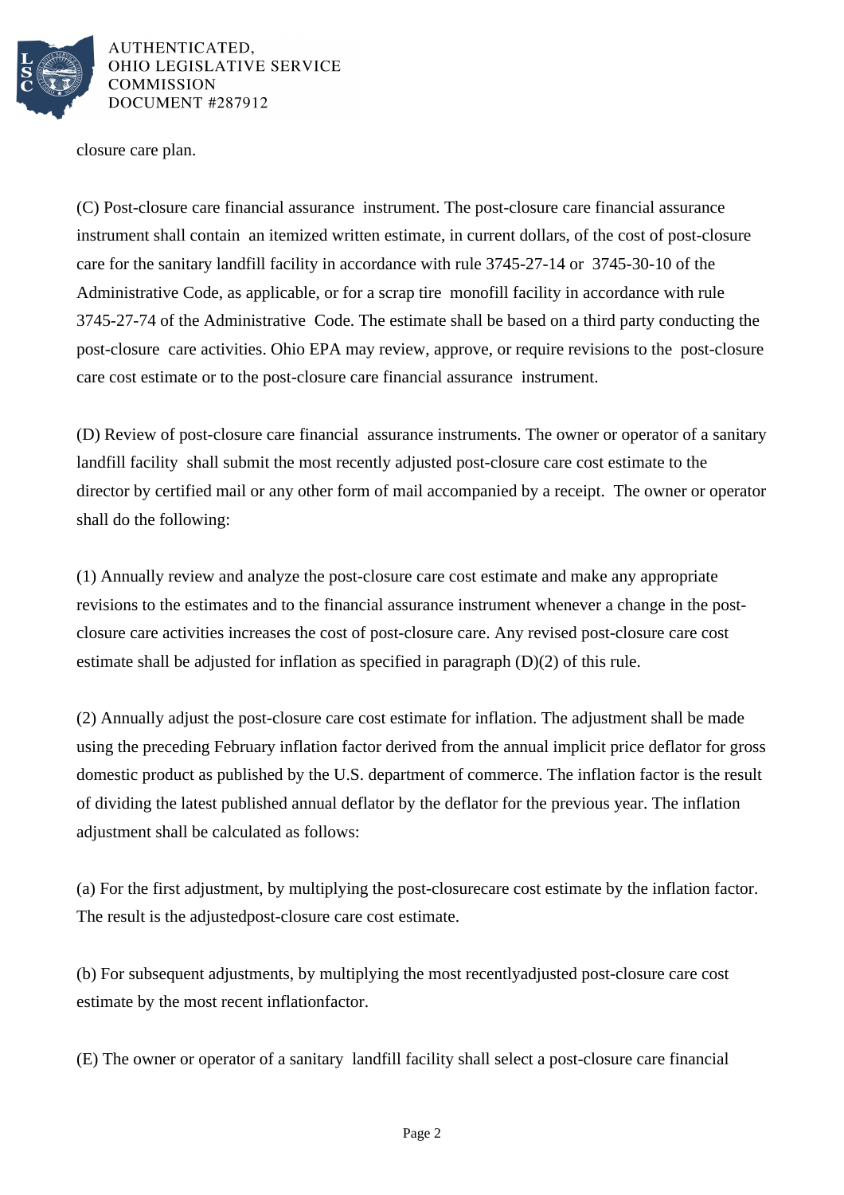closure care plan.

(C) Post-closure care financial assurance instrument. The post-closure care financial assurance instrument shall contain an itemized written estimate, in current dollars, of the cost of post-closure care for the sanitary landfill facility in accordance with rule 3745-27-14 or 3745-30-10 of the Administrative Code, as applicable, or for a scrap tire monofill facility in accordance with rule 3745-27-74 of the Administrative Code. The estimate shall be based on a third party conducting the post-closure care activities. Ohio EPA may review, approve, or require revisions to the post-closure care cost estimate or to the post-closure care financial assurance instrument.

(D) Review of post-closure care financial assurance instruments. The owner or operator of a sanitary landfill facility shall submit the most recently adjusted post-closure care cost estimate to the director by certified mail or any other form of mail accompanied by a receipt. The owner or operator shall do the following:

(1) Annually review and analyze the post-closure care cost estimate and make any appropriate revisions to the estimates and to the financial assurance instrument whenever a change in the post-closure care activities increases the cost of post-closure care. Any revised post-closure care cost estimate shall be adjusted for inflation as specified in paragraph (D)(2) of this rule.

(2) Annually adjust the post-closure care cost estimate for inflation. The adjustment shall be made using the preceding February inflation factor derived from the annual implicit price deflator for gross domestic product as published by the U.S. department of commerce. The inflation factor is the result of dividing the latest published annual deflator by the deflator for the previous year. The inflation adjustment shall be calculated as follows:

(a) For the first adjustment, by multiplying the post-closurecare cost estimate by the inflation factor. The result is the adjustedpost-closure care cost estimate.

(b) For subsequent adjustments, by multiplying the most recentlyadjusted post-closure care cost estimate by the most recent inflationfactor.

(E) The owner or operator of a sanitary landfill facility shall select a post-closure care financial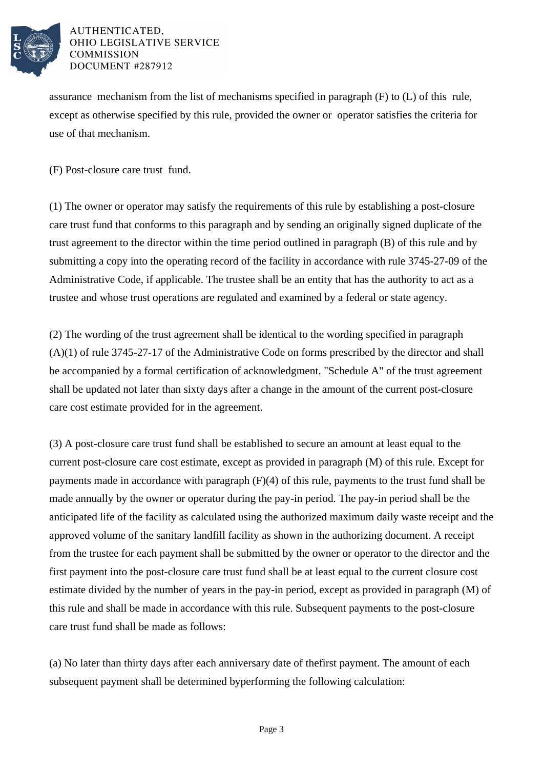assurance mechanism from the list of mechanisms specified in paragraph (F) to (L) of this rule, except as otherwise specified by this rule, provided the owner or operator satisfies the criteria for use of that mechanism.

(F) Post-closure care trust fund.

(1) The owner or operator may satisfy the requirements of this rule by establishing a post-closure care trust fund that conforms to this paragraph and by sending an originally signed duplicate of the trust agreement to the director within the time period outlined in paragraph (B) of this rule and by submitting a copy into the operating record of the facility in accordance with rule 3745-27-09 of the Administrative Code, if applicable. The trustee shall be an entity that has the authority to act as a trustee and whose trust operations are regulated and examined by a federal or state agency.

(2) The wording of the trust agreement shall be identical to the wording specified in paragraph (A)(1) of rule 3745-27-17 of the Administrative Code on forms prescribed by the director and shall be accompanied by a formal certification of acknowledgment. "Schedule A" of the trust agreement shall be updated not later than sixty days after a change in the amount of the current post-closure care cost estimate provided for in the agreement.

(3) A post-closure care trust fund shall be established to secure an amount at least equal to the current post-closure care cost estimate, except as provided in paragraph (M) of this rule. Except for payments made in accordance with paragraph (F)(4) of this rule, payments to the trust fund shall be made annually by the owner or operator during the pay-in period. The pay-in period shall be the anticipated life of the facility as calculated using the authorized maximum daily waste receipt and the approved volume of the sanitary landfill facility as shown in the authorizing document. A receipt from the trustee for each payment shall be submitted by the owner or operator to the director and the first payment into the post-closure care trust fund shall be at least equal to the current closure cost estimate divided by the number of years in the pay-in period, except as provided in paragraph (M) of this rule and shall be made in accordance with this rule. Subsequent payments to the post-closure care trust fund shall be made as follows:

(a) No later than thirty days after each anniversary date of thefirst payment. The amount of each subsequent payment shall be determined byperforming the following calculation: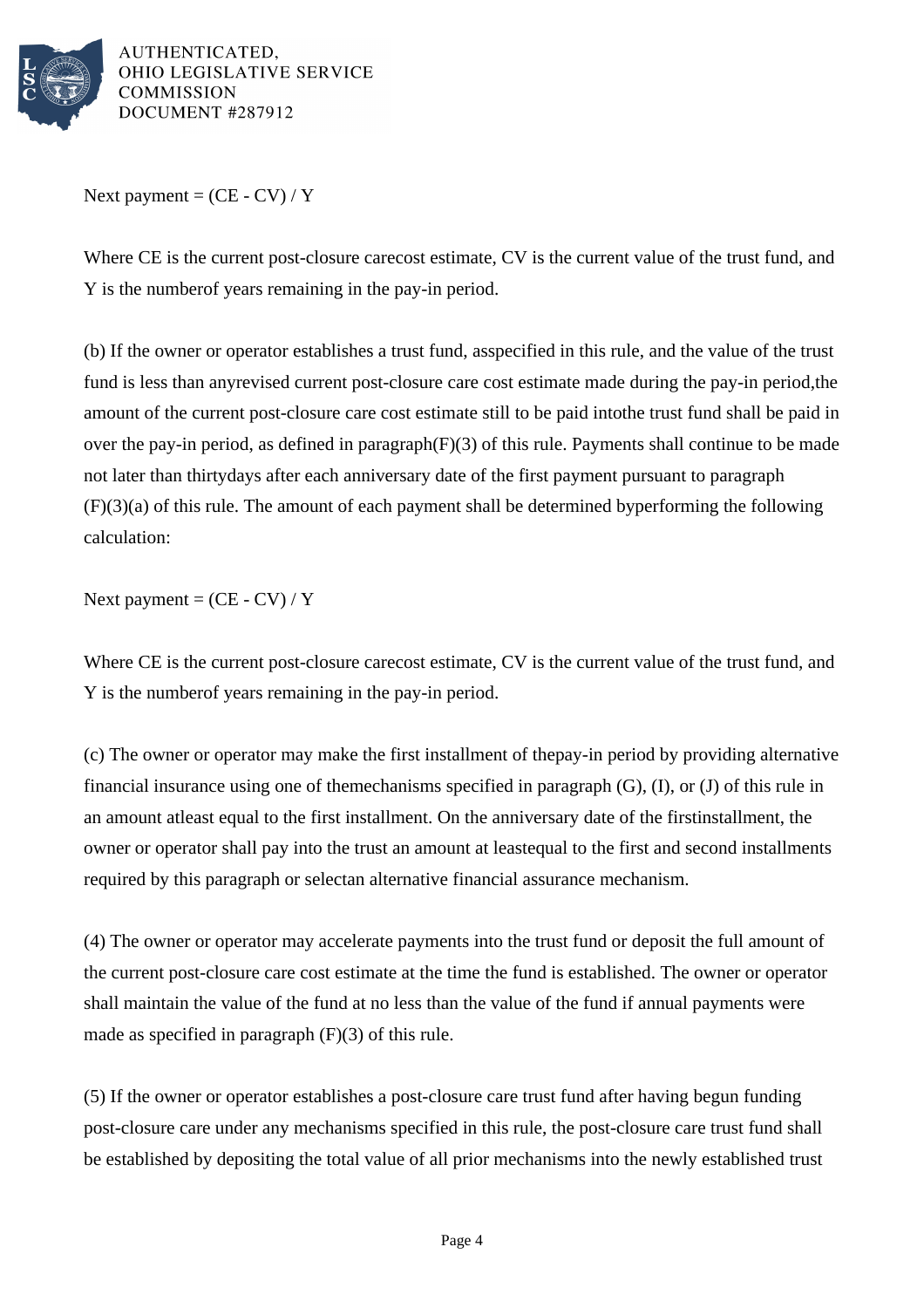Next payment = (CE - CV) / Y

Where CE is the current post-closure carecost estimate, CV is the current value of the trust fund, and Y is the numberof years remaining in the pay-in period.

(b) If the owner or operator establishes a trust fund, asspecified in this rule, and the value of the trust fund is less than anyrevised current post-closure care cost estimate made during the pay-in period,the amount of the current post-closure care cost estimate still to be paid intothe trust fund shall be paid in over the pay-in period, as defined in paragraph(F)(3) of this rule. Payments shall continue to be made not later than thirtydays after each anniversary date of the first payment pursuant to paragraph (F)(3)(a) of this rule. The amount of each payment shall be determined byperforming the following calculation:

Next payment = (CE - CV) / Y

Where CE is the current post-closure carecost estimate, CV is the current value of the trust fund, and Y is the numberof years remaining in the pay-in period.

(c) The owner or operator may make the first installment of thepay-in period by providing alternative financial insurance using one of themechanisms specified in paragraph (G), (I), or (J) of this rule in an amount atleast equal to the first installment. On the anniversary date of the firstinstallment, the owner or operator shall pay into the trust an amount at leastequal to the first and second installments required by this paragraph or selectan alternative financial assurance mechanism.

(4) The owner or operator may accelerate payments into the trust fund or deposit the full amount of the current post-closure care cost estimate at the time the fund is established. The owner or operator shall maintain the value of the fund at no less than the value of the fund if annual payments were made as specified in paragraph (F)(3) of this rule.

(5) If the owner or operator establishes a post-closure care trust fund after having begun funding post-closure care under any mechanisms specified in this rule, the post-closure care trust fund shall be established by depositing the total value of all prior mechanisms into the newly established trust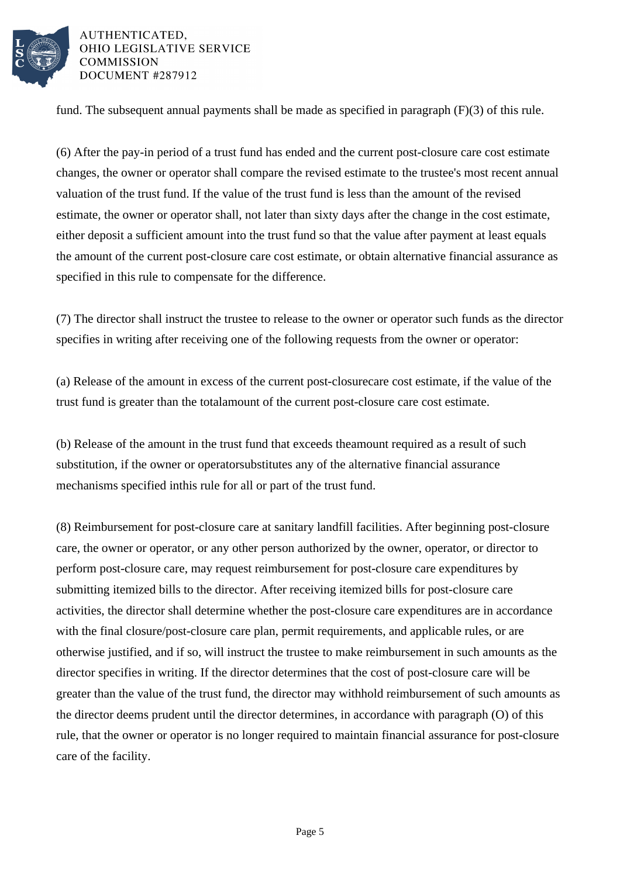fund. The subsequent annual payments shall be made as specified in paragraph (F)(3) of this rule.

(6) After the pay-in period of a trust fund has ended and the current post-closure care cost estimate changes, the owner or operator shall compare the revised estimate to the trustee's most recent annual valuation of the trust fund. If the value of the trust fund is less than the amount of the revised estimate, the owner or operator shall, not later than sixty days after the change in the cost estimate, either deposit a sufficient amount into the trust fund so that the value after payment at least equals the amount of the current post-closure care cost estimate, or obtain alternative financial assurance as specified in this rule to compensate for the difference.

(7) The director shall instruct the trustee to release to the owner or operator such funds as the director specifies in writing after receiving one of the following requests from the owner or operator:

(a) Release of the amount in excess of the current post-closurecare cost estimate, if the value of the trust fund is greater than the totalamount of the current post-closure care cost estimate.

(b) Release of the amount in the trust fund that exceeds theamount required as a result of such substitution, if the owner or operatorsubstitutes any of the alternative financial assurance mechanisms specified inthis rule for all or part of the trust fund.

(8) Reimbursement for post-closure care at sanitary landfill facilities. After beginning post-closure care, the owner or operator, or any other person authorized by the owner, operator, or director to perform post-closure care, may request reimbursement for post-closure care expenditures by submitting itemized bills to the director. After receiving itemized bills for post-closure care activities, the director shall determine whether the post-closure care expenditures are in accordance with the final closure/post-closure care plan, permit requirements, and applicable rules, or are otherwise justified, and if so, will instruct the trustee to make reimbursement in such amounts as the director specifies in writing. If the director determines that the cost of post-closure care will be greater than the value of the trust fund, the director may withhold reimbursement of such amounts as the director deems prudent until the director determines, in accordance with paragraph (O) of this rule, that the owner or operator is no longer required to maintain financial assurance for post-closure care of the facility.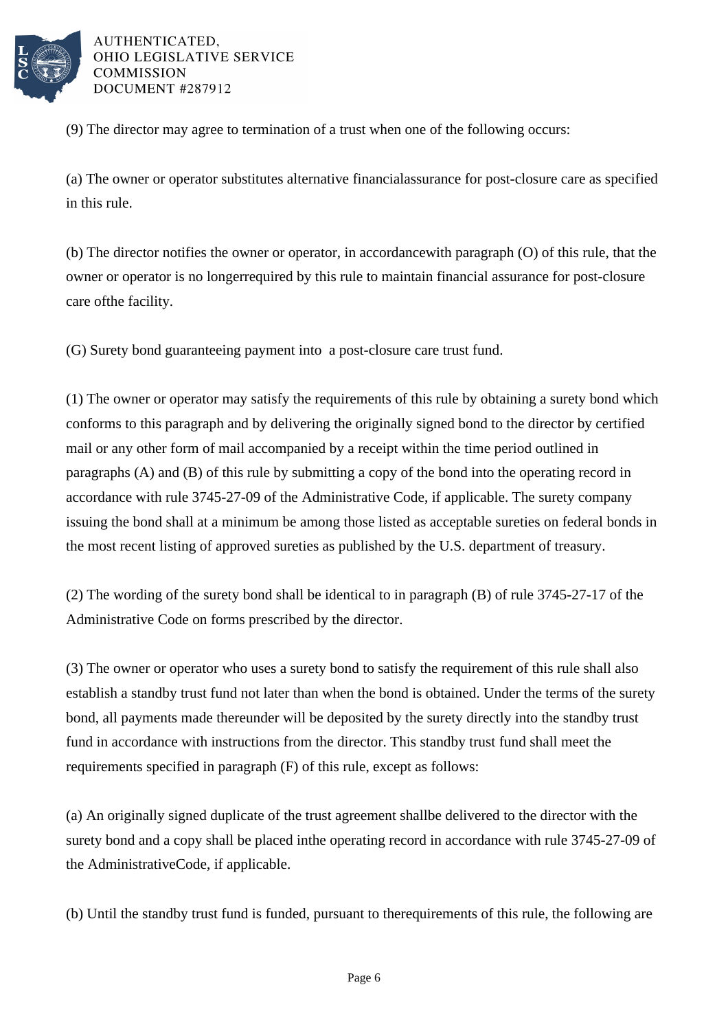(9) The director may agree to termination of a trust when one of the following occurs:

(a) The owner or operator substitutes alternative financialassurance for post-closure care as specified in this rule.

(b) The director notifies the owner or operator, in accordancewith paragraph (O) of this rule, that the owner or operator is no longerrequired by this rule to maintain financial assurance for post-closure care ofthe facility.

(G) Surety bond guaranteeing payment into a post-closure care trust fund.

(1) The owner or operator may satisfy the requirements of this rule by obtaining a surety bond which conforms to this paragraph and by delivering the originally signed bond to the director by certified mail or any other form of mail accompanied by a receipt within the time period outlined in paragraphs (A) and (B) of this rule by submitting a copy of the bond into the operating record in accordance with rule 3745-27-09 of the Administrative Code, if applicable. The surety company issuing the bond shall at a minimum be among those listed as acceptable sureties on federal bonds in the most recent listing of approved sureties as published by the U.S. department of treasury.

(2) The wording of the surety bond shall be identical to in paragraph (B) of rule 3745-27-17 of the Administrative Code on forms prescribed by the director.

(3) The owner or operator who uses a surety bond to satisfy the requirement of this rule shall also establish a standby trust fund not later than when the bond is obtained. Under the terms of the surety bond, all payments made thereunder will be deposited by the surety directly into the standby trust fund in accordance with instructions from the director. This standby trust fund shall meet the requirements specified in paragraph (F) of this rule, except as follows:

(a) An originally signed duplicate of the trust agreement shallbe delivered to the director with the surety bond and a copy shall be placed inthe operating record in accordance with rule 3745-27-09 of the AdministrativeCode, if applicable.

(b) Until the standby trust fund is funded, pursuant to therequirements of this rule, the following are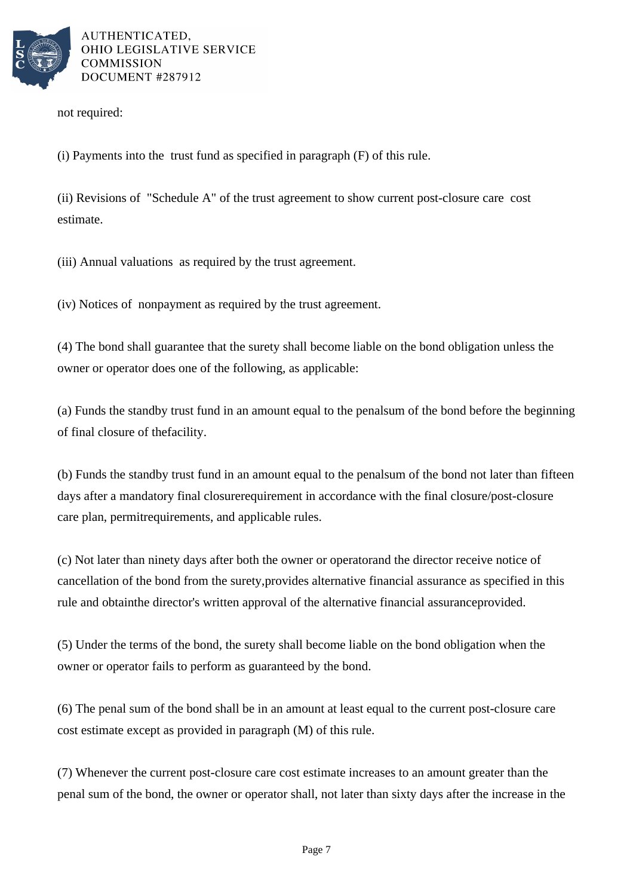not required:

(i) Payments into the trust fund as specified in paragraph (F) of this rule.

(ii) Revisions of "Schedule A" of the trust agreement to show current post-closure care cost estimate.

(iii) Annual valuations as required by the trust agreement.

(iv) Notices of nonpayment as required by the trust agreement.

(4) The bond shall guarantee that the surety shall become liable on the bond obligation unless the owner or operator does one of the following, as applicable:

(a) Funds the standby trust fund in an amount equal to the penalsum of the bond before the beginning of final closure of thefacility.

(b) Funds the standby trust fund in an amount equal to the penalsum of the bond not later than fifteen days after a mandatory final closurerequirement in accordance with the final closure/post-closure care plan, permitrequirements, and applicable rules.

(c) Not later than ninety days after both the owner or operatorand the director receive notice of cancellation of the bond from the surety,provides alternative financial assurance as specified in this rule and obtainthe director's written approval of the alternative financial assuranceprovided.

(5) Under the terms of the bond, the surety shall become liable on the bond obligation when the owner or operator fails to perform as guaranteed by the bond.

(6) The penal sum of the bond shall be in an amount at least equal to the current post-closure care cost estimate except as provided in paragraph (M) of this rule.

(7) Whenever the current post-closure care cost estimate increases to an amount greater than the penal sum of the bond, the owner or operator shall, not later than sixty days after the increase in the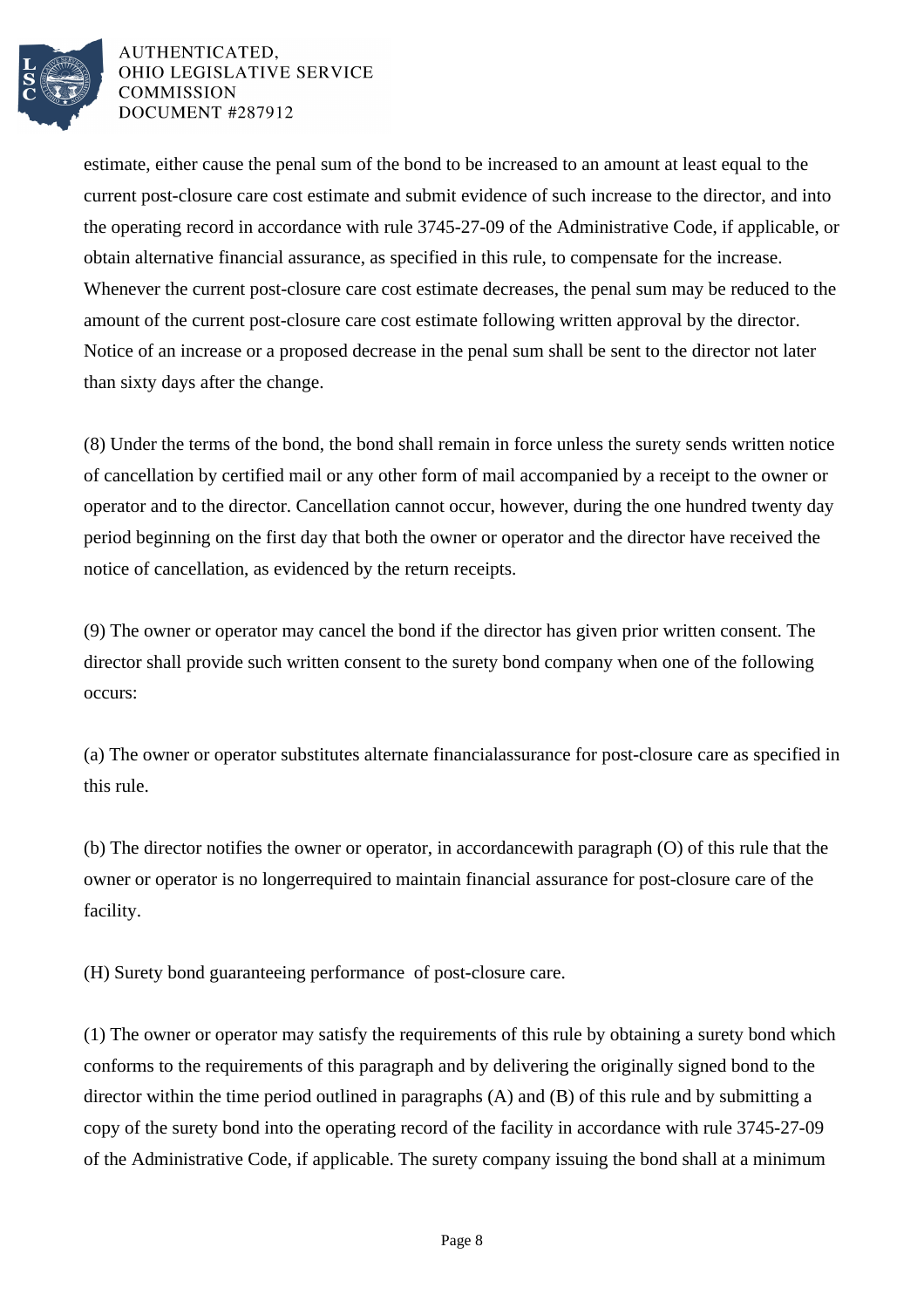estimate, either cause the penal sum of the bond to be increased to an amount at least equal to the current post-closure care cost estimate and submit evidence of such increase to the director, and into the operating record in accordance with rule 3745-27-09 of the Administrative Code, if applicable, or obtain alternative financial assurance, as specified in this rule, to compensate for the increase. Whenever the current post-closure care cost estimate decreases, the penal sum may be reduced to the amount of the current post-closure care cost estimate following written approval by the director. Notice of an increase or a proposed decrease in the penal sum shall be sent to the director not later than sixty days after the change.

(8) Under the terms of the bond, the bond shall remain in force unless the surety sends written notice of cancellation by certified mail or any other form of mail accompanied by a receipt to the owner or operator and to the director. Cancellation cannot occur, however, during the one hundred twenty day period beginning on the first day that both the owner or operator and the director have received the notice of cancellation, as evidenced by the return receipts.

(9) The owner or operator may cancel the bond if the director has given prior written consent. The director shall provide such written consent to the surety bond company when one of the following occurs:

(a) The owner or operator substitutes alternate financialassurance for post-closure care as specified in this rule.

(b) The director notifies the owner or operator, in accordancewith paragraph (O) of this rule that the owner or operator is no longerrequired to maintain financial assurance for post-closure care of the facility.

(H) Surety bond guaranteeing performance  of post-closure care.

(1) The owner or operator may satisfy the requirements of this rule by obtaining a surety bond which conforms to the requirements of this paragraph and by delivering the originally signed bond to the director within the time period outlined in paragraphs (A) and (B) of this rule and by submitting a copy of the surety bond into the operating record of the facility in accordance with rule 3745-27-09 of the Administrative Code, if applicable. The surety company issuing the bond shall at a minimum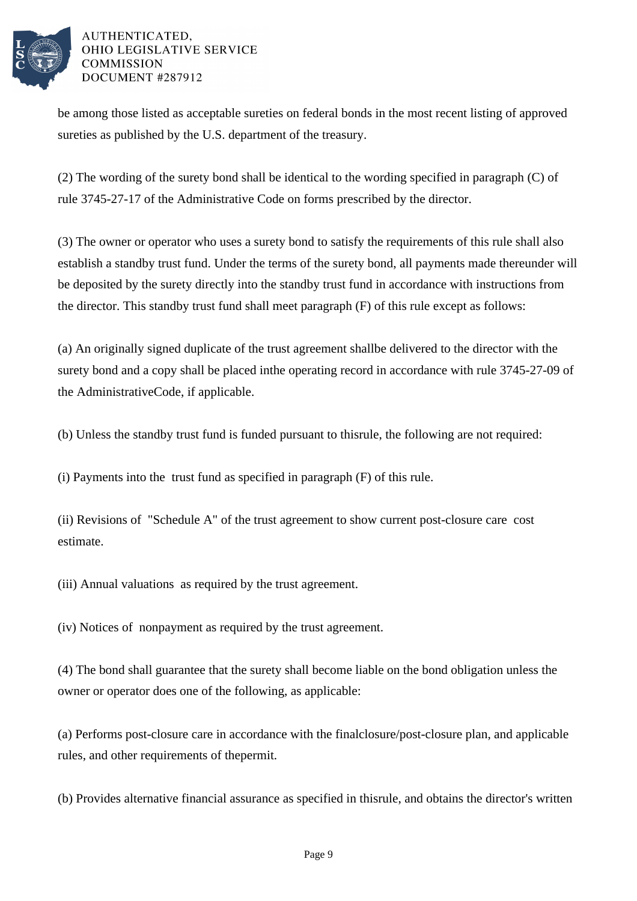be among those listed as acceptable sureties on federal bonds in the most recent listing of approved sureties as published by the U.S. department of the treasury.

(2) The wording of the surety bond shall be identical to the wording specified in paragraph (C) of rule 3745-27-17 of the Administrative Code on forms prescribed by the director.

(3) The owner or operator who uses a surety bond to satisfy the requirements of this rule shall also establish a standby trust fund. Under the terms of the surety bond, all payments made thereunder will be deposited by the surety directly into the standby trust fund in accordance with instructions from the director. This standby trust fund shall meet paragraph (F) of this rule except as follows:

(a) An originally signed duplicate of the trust agreement shallbe delivered to the director with the surety bond and a copy shall be placed inthe operating record in accordance with rule 3745-27-09 of the AdministrativeCode, if applicable.

(b) Unless the standby trust fund is funded pursuant to thisrule, the following are not required:

(i) Payments into the trust fund as specified in paragraph (F) of this rule.

(ii) Revisions of "Schedule A" of the trust agreement to show current post-closure care cost estimate.

(iii) Annual valuations as required by the trust agreement.

(iv) Notices of nonpayment as required by the trust agreement.

(4) The bond shall guarantee that the surety shall become liable on the bond obligation unless the owner or operator does one of the following, as applicable:

(a) Performs post-closure care in accordance with the finalclosure/post-closure plan, and applicable rules, and other requirements of thepermit.

(b) Provides alternative financial assurance as specified in thisrule, and obtains the director's written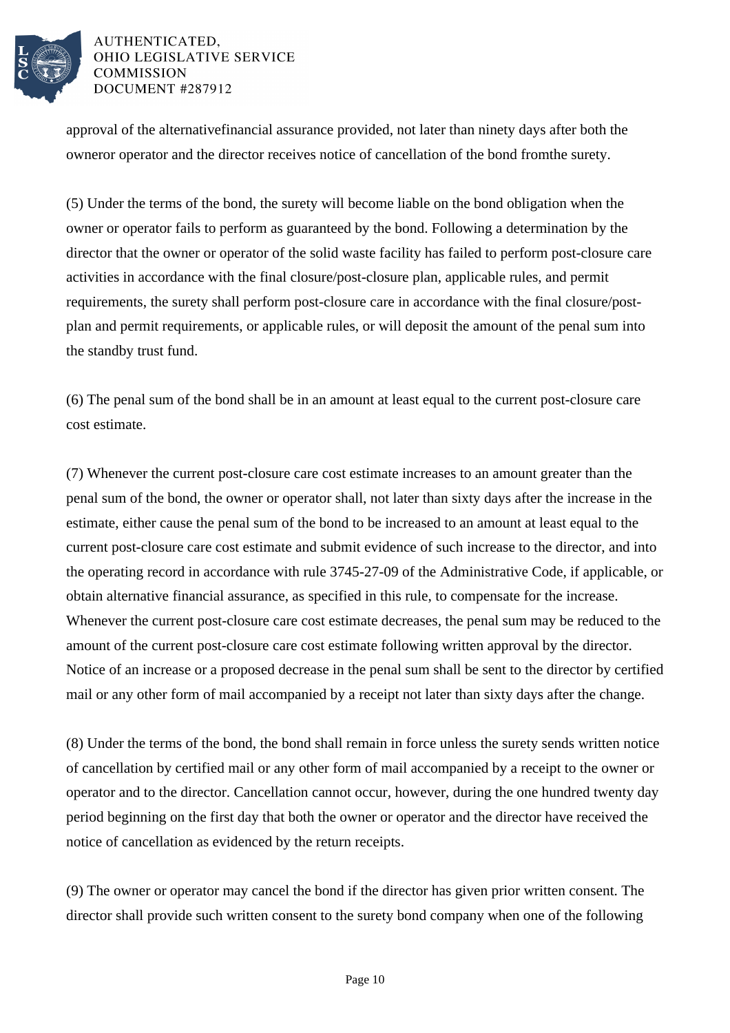approval of the alternativefinancial assurance provided, not later than ninety days after both the owneror operator and the director receives notice of cancellation of the bond fromthe surety.

(5) Under the terms of the bond, the surety will become liable on the bond obligation when the owner or operator fails to perform as guaranteed by the bond. Following a determination by the director that the owner or operator of the solid waste facility has failed to perform post-closure care activities in accordance with the final closure/post-closure plan, applicable rules, and permit requirements, the surety shall perform post-closure care in accordance with the final closure/post-plan and permit requirements, or applicable rules, or will deposit the amount of the penal sum into the standby trust fund.

(6) The penal sum of the bond shall be in an amount at least equal to the current post-closure care cost estimate.

(7) Whenever the current post-closure care cost estimate increases to an amount greater than the penal sum of the bond, the owner or operator shall, not later than sixty days after the increase in the estimate, either cause the penal sum of the bond to be increased to an amount at least equal to the current post-closure care cost estimate and submit evidence of such increase to the director, and into the operating record in accordance with rule 3745-27-09 of the Administrative Code, if applicable, or obtain alternative financial assurance, as specified in this rule, to compensate for the increase. Whenever the current post-closure care cost estimate decreases, the penal sum may be reduced to the amount of the current post-closure care cost estimate following written approval by the director. Notice of an increase or a proposed decrease in the penal sum shall be sent to the director by certified mail or any other form of mail accompanied by a receipt not later than sixty days after the change.

(8) Under the terms of the bond, the bond shall remain in force unless the surety sends written notice of cancellation by certified mail or any other form of mail accompanied by a receipt to the owner or operator and to the director. Cancellation cannot occur, however, during the one hundred twenty day period beginning on the first day that both the owner or operator and the director have received the notice of cancellation as evidenced by the return receipts.

(9) The owner or operator may cancel the bond if the director has given prior written consent. The director shall provide such written consent to the surety bond company when one of the following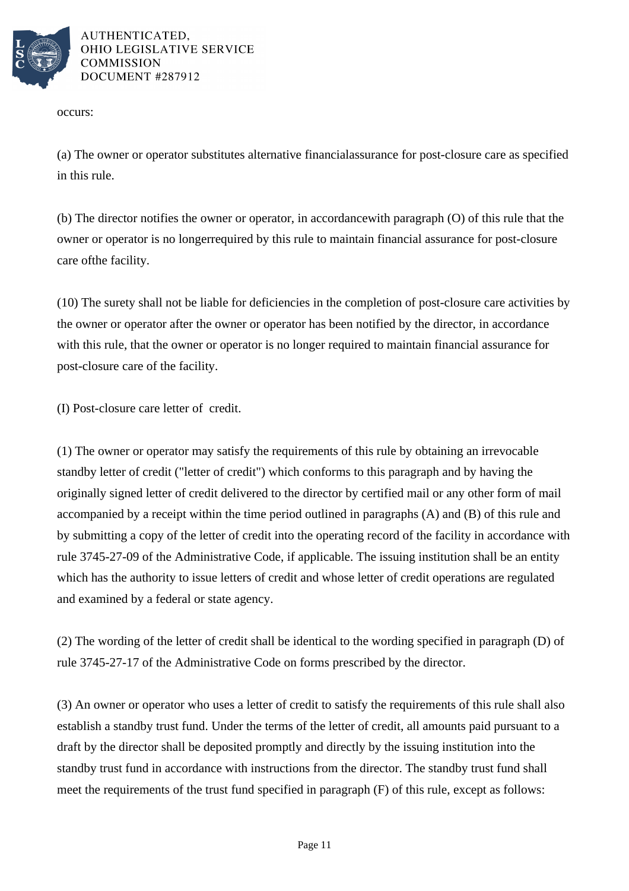occurs:

(a) The owner or operator substitutes alternative financialassurance for post-closure care as specified in this rule.

(b) The director notifies the owner or operator, in accordancewith paragraph (O) of this rule that the owner or operator is no longerrequired by this rule to maintain financial assurance for post-closure care ofthe facility.

(10) The surety shall not be liable for deficiencies in the completion of post-closure care activities by the owner or operator after the owner or operator has been notified by the director, in accordance with this rule, that the owner or operator is no longer required to maintain financial assurance for post-closure care of the facility.

(I) Post-closure care letter of credit.

(1) The owner or operator may satisfy the requirements of this rule by obtaining an irrevocable standby letter of credit ("letter of credit") which conforms to this paragraph and by having the originally signed letter of credit delivered to the director by certified mail or any other form of mail accompanied by a receipt within the time period outlined in paragraphs (A) and (B) of this rule and by submitting a copy of the letter of credit into the operating record of the facility in accordance with rule 3745-27-09 of the Administrative Code, if applicable. The issuing institution shall be an entity which has the authority to issue letters of credit and whose letter of credit operations are regulated and examined by a federal or state agency.

(2) The wording of the letter of credit shall be identical to the wording specified in paragraph (D) of rule 3745-27-17 of the Administrative Code on forms prescribed by the director.

(3) An owner or operator who uses a letter of credit to satisfy the requirements of this rule shall also establish a standby trust fund. Under the terms of the letter of credit, all amounts paid pursuant to a draft by the director shall be deposited promptly and directly by the issuing institution into the standby trust fund in accordance with instructions from the director. The standby trust fund shall meet the requirements of the trust fund specified in paragraph (F) of this rule, except as follows: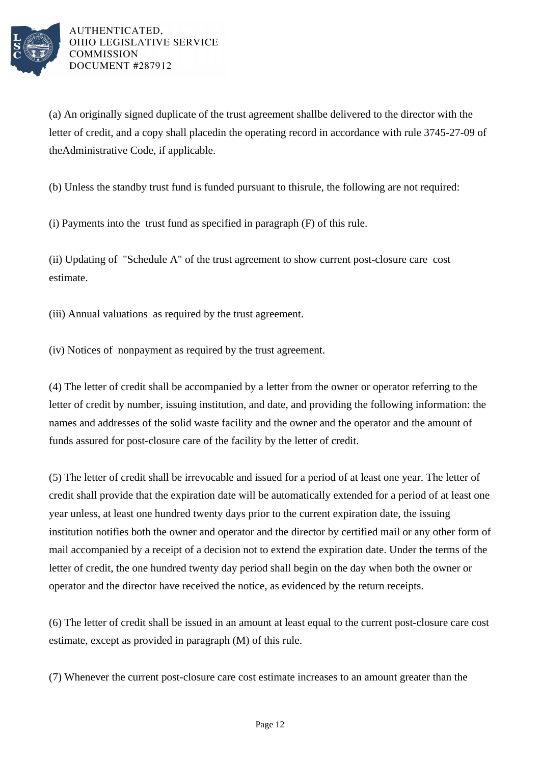(a) An originally signed duplicate of the trust agreement shallbe delivered to the director with the letter of credit, and a copy shall placedin the operating record in accordance with rule 3745-27-09 of theAdministrative Code, if applicable.

(b) Unless the standby trust fund is funded pursuant to thisrule, the following are not required:

(i) Payments into the trust fund as specified in paragraph (F) of this rule.

(ii) Updating of "Schedule A" of the trust agreement to show current post-closure care cost estimate.

(iii) Annual valuations as required by the trust agreement.

(iv) Notices of nonpayment as required by the trust agreement.

(4) The letter of credit shall be accompanied by a letter from the owner or operator referring to the letter of credit by number, issuing institution, and date, and providing the following information: the names and addresses of the solid waste facility and the owner and the operator and the amount of funds assured for post-closure care of the facility by the letter of credit.

(5) The letter of credit shall be irrevocable and issued for a period of at least one year. The letter of credit shall provide that the expiration date will be automatically extended for a period of at least one year unless, at least one hundred twenty days prior to the current expiration date, the issuing institution notifies both the owner and operator and the director by certified mail or any other form of mail accompanied by a receipt of a decision not to extend the expiration date. Under the terms of the letter of credit, the one hundred twenty day period shall begin on the day when both the owner or operator and the director have received the notice, as evidenced by the return receipts.

(6) The letter of credit shall be issued in an amount at least equal to the current post-closure care cost estimate, except as provided in paragraph (M) of this rule.

(7) Whenever the current post-closure care cost estimate increases to an amount greater than the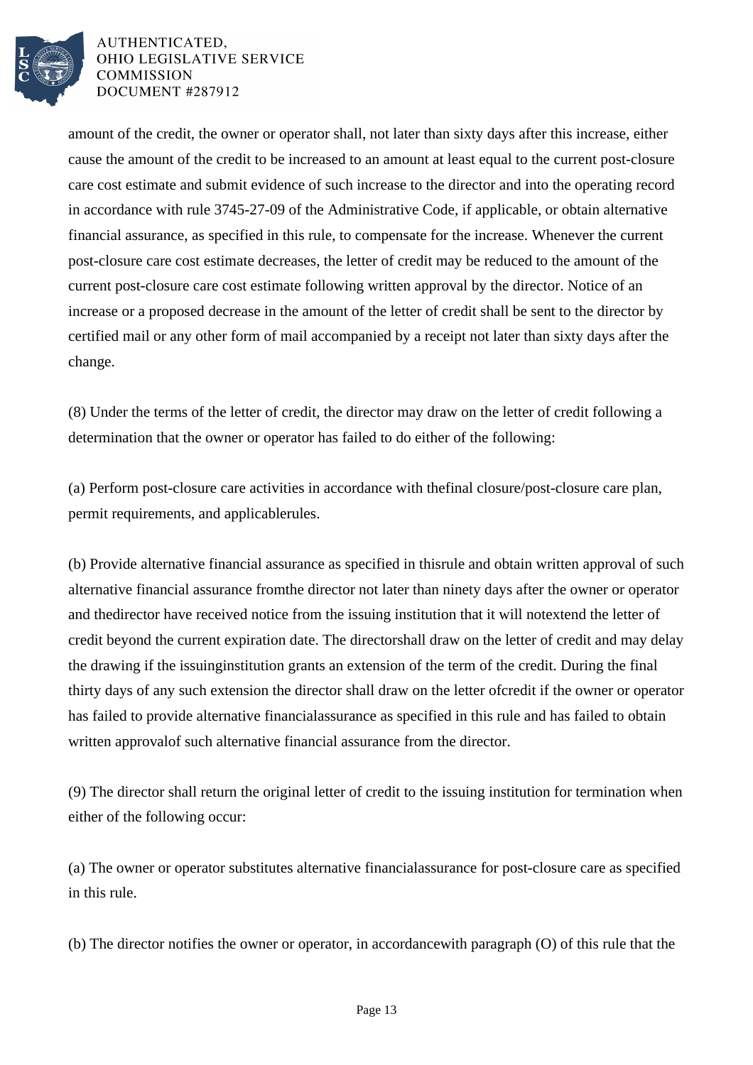amount of the credit, the owner or operator shall, not later than sixty days after this increase, either cause the amount of the credit to be increased to an amount at least equal to the current post-closure care cost estimate and submit evidence of such increase to the director and into the operating record in accordance with rule 3745-27-09 of the Administrative Code, if applicable, or obtain alternative financial assurance, as specified in this rule, to compensate for the increase. Whenever the current post-closure care cost estimate decreases, the letter of credit may be reduced to the amount of the current post-closure care cost estimate following written approval by the director. Notice of an increase or a proposed decrease in the amount of the letter of credit shall be sent to the director by certified mail or any other form of mail accompanied by a receipt not later than sixty days after the change.

(8) Under the terms of the letter of credit, the director may draw on the letter of credit following a determination that the owner or operator has failed to do either of the following:

(a) Perform post-closure care activities in accordance with thefinal closure/post-closure care plan, permit requirements, and applicablerules.

(b) Provide alternative financial assurance as specified in thisrule and obtain written approval of such alternative financial assurance fromthe director not later than ninety days after the owner or operator and thedirector have received notice from the issuing institution that it will notextend the letter of credit beyond the current expiration date. The directorshall draw on the letter of credit and may delay the drawing if the issuinginstitution grants an extension of the term of the credit. During the final thirty days of any such extension the director shall draw on the letter ofcredit if the owner or operator has failed to provide alternative financialassurance as specified in this rule and has failed to obtain written approvalof such alternative financial assurance from the director.

(9) The director shall return the original letter of credit to the issuing institution for termination when either of the following occur:

(a) The owner or operator substitutes alternative financialassurance for post-closure care as specified in this rule.

(b) The director notifies the owner or operator, in accordancewith paragraph (O) of this rule that the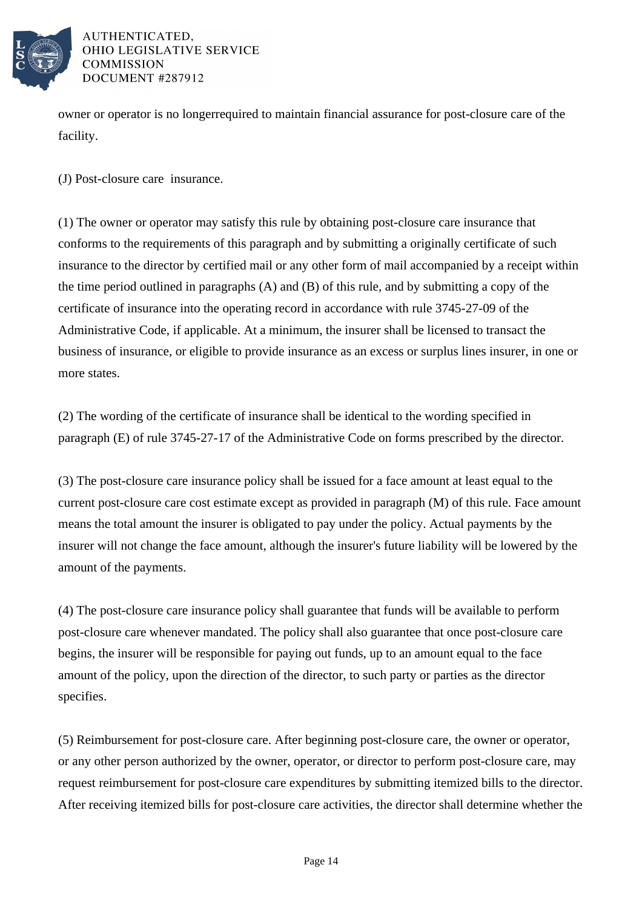owner or operator is no longerrequired to maintain financial assurance for post-closure care of the facility.

(J) Post-closure care  insurance.

(1) The owner or operator may satisfy this rule by obtaining post-closure care insurance that conforms to the requirements of this paragraph and by submitting a originally certificate of such insurance to the director by certified mail or any other form of mail accompanied by a receipt within the time period outlined in paragraphs (A) and (B) of this rule, and by submitting a copy of the certificate of insurance into the operating record in accordance with rule 3745-27-09 of the Administrative Code, if applicable. At a minimum, the insurer shall be licensed to transact the business of insurance, or eligible to provide insurance as an excess or surplus lines insurer, in one or more states.

(2) The wording of the certificate of insurance shall be identical to the wording specified in paragraph (E) of rule 3745-27-17 of the Administrative Code on forms prescribed by the director.

(3) The post-closure care insurance policy shall be issued for a face amount at least equal to the current post-closure care cost estimate except as provided in paragraph (M) of this rule. Face amount means the total amount the insurer is obligated to pay under the policy. Actual payments by the insurer will not change the face amount, although the insurer's future liability will be lowered by the amount of the payments.

(4) The post-closure care insurance policy shall guarantee that funds will be available to perform post-closure care whenever mandated. The policy shall also guarantee that once post-closure care begins, the insurer will be responsible for paying out funds, up to an amount equal to the face amount of the policy, upon the direction of the director, to such party or parties as the director specifies.

(5) Reimbursement for post-closure care. After beginning post-closure care, the owner or operator, or any other person authorized by the owner, operator, or director to perform post-closure care, may request reimbursement for post-closure care expenditures by submitting itemized bills to the director. After receiving itemized bills for post-closure care activities, the director shall determine whether the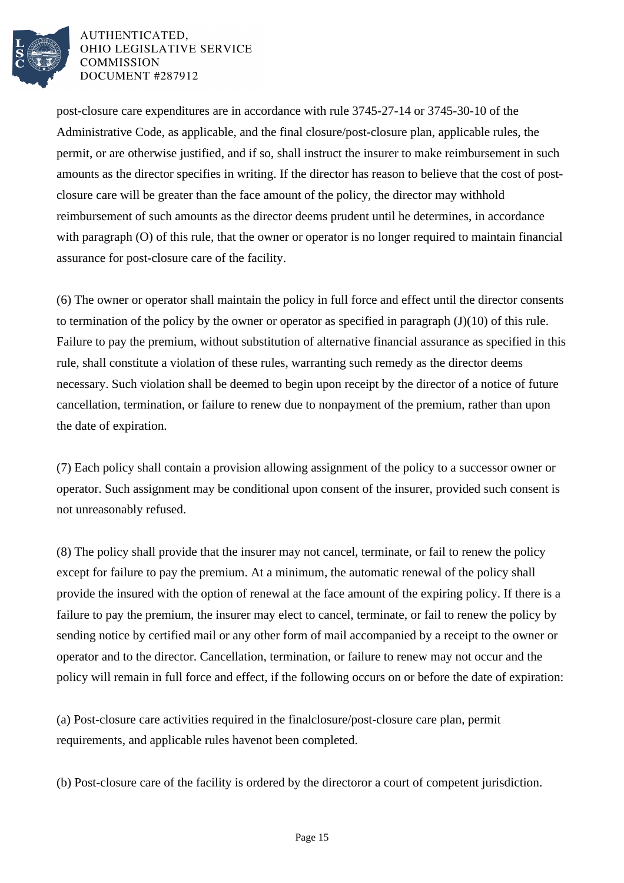post-closure care expenditures are in accordance with rule 3745-27-14 or 3745-30-10 of the Administrative Code, as applicable, and the final closure/post-closure plan, applicable rules, the permit, or are otherwise justified, and if so, shall instruct the insurer to make reimbursement in such amounts as the director specifies in writing. If the director has reason to believe that the cost of post-closure care will be greater than the face amount of the policy, the director may withhold reimbursement of such amounts as the director deems prudent until he determines, in accordance with paragraph (O) of this rule, that the owner or operator is no longer required to maintain financial assurance for post-closure care of the facility.

(6) The owner or operator shall maintain the policy in full force and effect until the director consents to termination of the policy by the owner or operator as specified in paragraph (J)(10) of this rule. Failure to pay the premium, without substitution of alternative financial assurance as specified in this rule, shall constitute a violation of these rules, warranting such remedy as the director deems necessary. Such violation shall be deemed to begin upon receipt by the director of a notice of future cancellation, termination, or failure to renew due to nonpayment of the premium, rather than upon the date of expiration.

(7) Each policy shall contain a provision allowing assignment of the policy to a successor owner or operator. Such assignment may be conditional upon consent of the insurer, provided such consent is not unreasonably refused.

(8) The policy shall provide that the insurer may not cancel, terminate, or fail to renew the policy except for failure to pay the premium. At a minimum, the automatic renewal of the policy shall provide the insured with the option of renewal at the face amount of the expiring policy. If there is a failure to pay the premium, the insurer may elect to cancel, terminate, or fail to renew the policy by sending notice by certified mail or any other form of mail accompanied by a receipt to the owner or operator and to the director. Cancellation, termination, or failure to renew may not occur and the policy will remain in full force and effect, if the following occurs on or before the date of expiration:

(a) Post-closure care activities required in the finalclosure/post-closure care plan, permit requirements, and applicable rules havenot been completed.

(b) Post-closure care of the facility is ordered by the directoror a court of competent jurisdiction.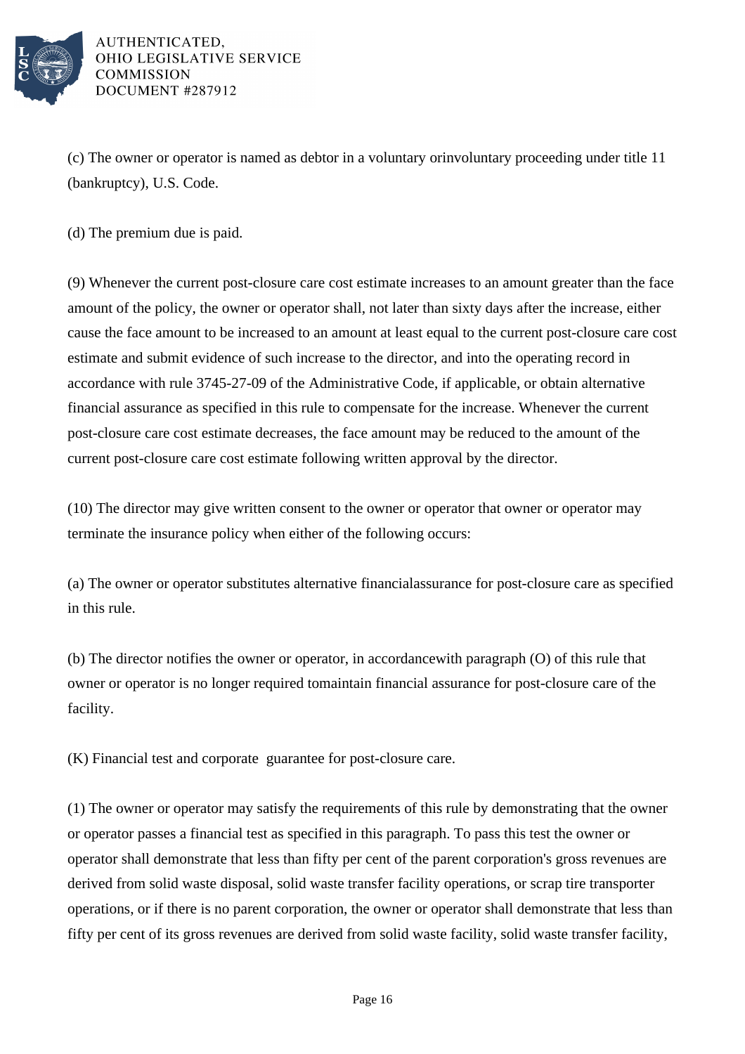(c) The owner or operator is named as debtor in a voluntary orinvoluntary proceeding under title 11 (bankruptcy), U.S. Code.

(d) The premium due is paid.

(9) Whenever the current post-closure care cost estimate increases to an amount greater than the face amount of the policy, the owner or operator shall, not later than sixty days after the increase, either cause the face amount to be increased to an amount at least equal to the current post-closure care cost estimate and submit evidence of such increase to the director, and into the operating record in accordance with rule 3745-27-09 of the Administrative Code, if applicable, or obtain alternative financial assurance as specified in this rule to compensate for the increase. Whenever the current post-closure care cost estimate decreases, the face amount may be reduced to the amount of the current post-closure care cost estimate following written approval by the director.

(10) The director may give written consent to the owner or operator that owner or operator may terminate the insurance policy when either of the following occurs:

(a) The owner or operator substitutes alternative financialassurance for post-closure care as specified in this rule.

(b) The director notifies the owner or operator, in accordancewith paragraph (O) of this rule that owner or operator is no longer required tomaintain financial assurance for post-closure care of the facility.

(K) Financial test and corporate guarantee for post-closure care.

(1) The owner or operator may satisfy the requirements of this rule by demonstrating that the owner or operator passes a financial test as specified in this paragraph. To pass this test the owner or operator shall demonstrate that less than fifty per cent of the parent corporation's gross revenues are derived from solid waste disposal, solid waste transfer facility operations, or scrap tire transporter operations, or if there is no parent corporation, the owner or operator shall demonstrate that less than fifty per cent of its gross revenues are derived from solid waste facility, solid waste transfer facility,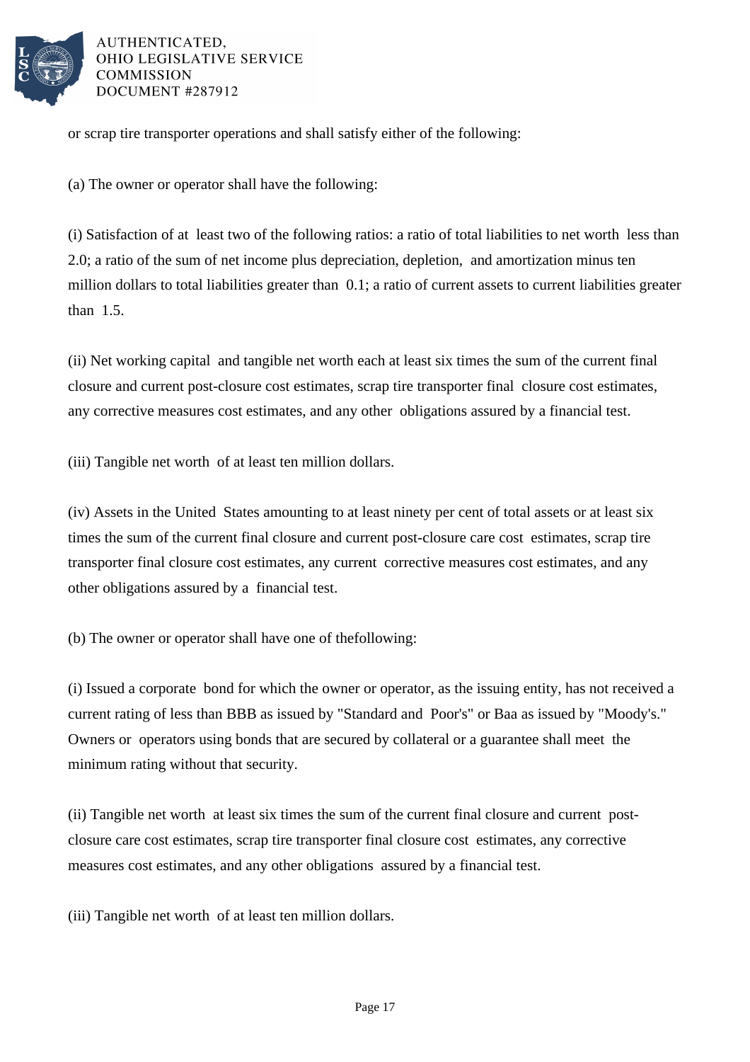or scrap tire transporter operations and shall satisfy either of the following:

(a) The owner or operator shall have the following:

(i) Satisfaction of at least two of the following ratios: a ratio of total liabilities to net worth less than 2.0; a ratio of the sum of net income plus depreciation, depletion, and amortization minus ten million dollars to total liabilities greater than 0.1; a ratio of current assets to current liabilities greater than 1.5.

(ii) Net working capital and tangible net worth each at least six times the sum of the current final closure and current post-closure cost estimates, scrap tire transporter final closure cost estimates, any corrective measures cost estimates, and any other obligations assured by a financial test.

(iii) Tangible net worth of at least ten million dollars.

(iv) Assets in the United States amounting to at least ninety per cent of total assets or at least six times the sum of the current final closure and current post-closure care cost estimates, scrap tire transporter final closure cost estimates, any current corrective measures cost estimates, and any other obligations assured by a financial test.

(b) The owner or operator shall have one of thefollowing:

(i) Issued a corporate bond for which the owner or operator, as the issuing entity, has not received a current rating of less than BBB as issued by "Standard and Poor's" or Baa as issued by "Moody's." Owners or operators using bonds that are secured by collateral or a guarantee shall meet the minimum rating without that security.

(ii) Tangible net worth at least six times the sum of the current final closure and current post-closure care cost estimates, scrap tire transporter final closure cost estimates, any corrective measures cost estimates, and any other obligations assured by a financial test.

(iii) Tangible net worth of at least ten million dollars.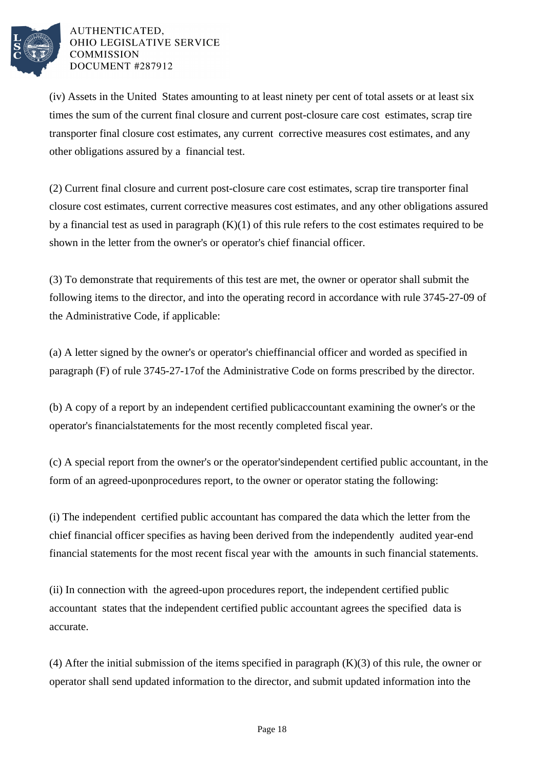(iv) Assets in the United States amounting to at least ninety per cent of total assets or at least six times the sum of the current final closure and current post-closure care cost estimates, scrap tire transporter final closure cost estimates, any current corrective measures cost estimates, and any other obligations assured by a financial test.

(2) Current final closure and current post-closure care cost estimates, scrap tire transporter final closure cost estimates, current corrective measures cost estimates, and any other obligations assured by a financial test as used in paragraph (K)(1) of this rule refers to the cost estimates required to be shown in the letter from the owner's or operator's chief financial officer.

(3) To demonstrate that requirements of this test are met, the owner or operator shall submit the following items to the director, and into the operating record in accordance with rule 3745-27-09 of the Administrative Code, if applicable:

(a) A letter signed by the owner's or operator's chieffinancial officer and worded as specified in paragraph (F) of rule 3745-27-17of the Administrative Code on forms prescribed by the director.

(b) A copy of a report by an independent certified publicaccountant examining the owner's or the operator's financialstatements for the most recently completed fiscal year.

(c) A special report from the owner's or the operator'sindependent certified public accountant, in the form of an agreed-uponprocedures report, to the owner or operator stating the following:

(i) The independent certified public accountant has compared the data which the letter from the chief financial officer specifies as having been derived from the independently audited year-end financial statements for the most recent fiscal year with the amounts in such financial statements.

(ii) In connection with the agreed-upon procedures report, the independent certified public accountant states that the independent certified public accountant agrees the specified data is accurate.

(4) After the initial submission of the items specified in paragraph (K)(3) of this rule, the owner or operator shall send updated information to the director, and submit updated information into the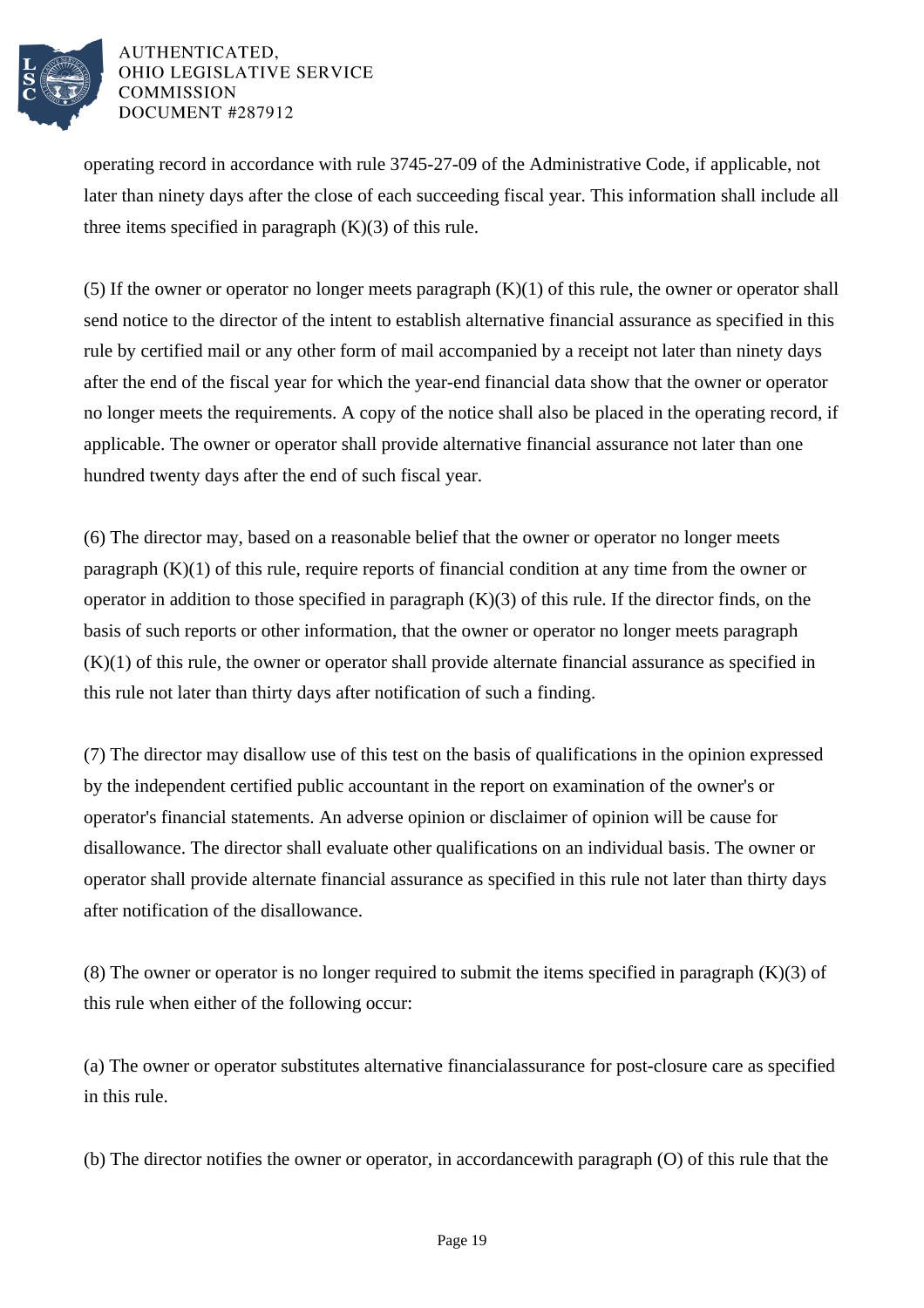operating record in accordance with rule 3745-27-09 of the Administrative Code, if applicable, not later than ninety days after the close of each succeeding fiscal year. This information shall include all three items specified in paragraph (K)(3) of this rule.

(5) If the owner or operator no longer meets paragraph (K)(1) of this rule, the owner or operator shall send notice to the director of the intent to establish alternative financial assurance as specified in this rule by certified mail or any other form of mail accompanied by a receipt not later than ninety days after the end of the fiscal year for which the year-end financial data show that the owner or operator no longer meets the requirements. A copy of the notice shall also be placed in the operating record, if applicable. The owner or operator shall provide alternative financial assurance not later than one hundred twenty days after the end of such fiscal year.

(6) The director may, based on a reasonable belief that the owner or operator no longer meets paragraph (K)(1) of this rule, require reports of financial condition at any time from the owner or operator in addition to those specified in paragraph (K)(3) of this rule. If the director finds, on the basis of such reports or other information, that the owner or operator no longer meets paragraph (K)(1) of this rule, the owner or operator shall provide alternate financial assurance as specified in this rule not later than thirty days after notification of such a finding.

(7) The director may disallow use of this test on the basis of qualifications in the opinion expressed by the independent certified public accountant in the report on examination of the owner's or operator's financial statements. An adverse opinion or disclaimer of opinion will be cause for disallowance. The director shall evaluate other qualifications on an individual basis. The owner or operator shall provide alternate financial assurance as specified in this rule not later than thirty days after notification of the disallowance.

(8) The owner or operator is no longer required to submit the items specified in paragraph (K)(3) of this rule when either of the following occur:

(a) The owner or operator substitutes alternative financialassurance for post-closure care as specified in this rule.

(b) The director notifies the owner or operator, in accordancewith paragraph (O) of this rule that the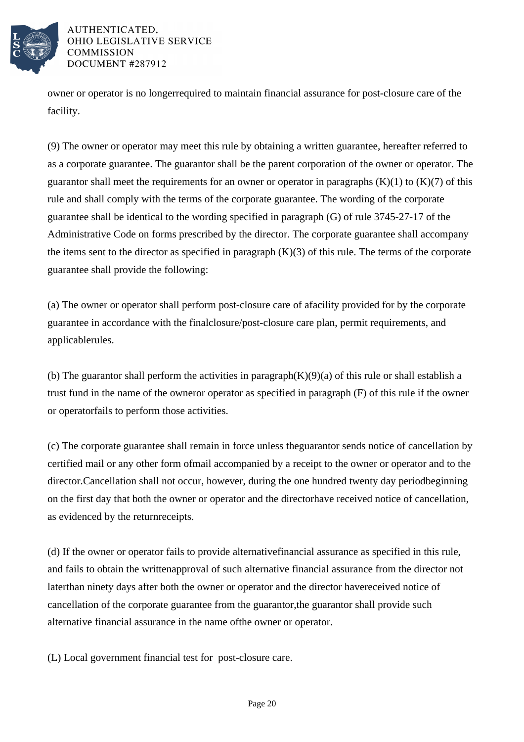owner or operator is no longerrequired to maintain financial assurance for post-closure care of the facility.

(9) The owner or operator may meet this rule by obtaining a written guarantee, hereafter referred to as a corporate guarantee. The guarantor shall be the parent corporation of the owner or operator. The guarantor shall meet the requirements for an owner or operator in paragraphs (K)(1) to (K)(7) of this rule and shall comply with the terms of the corporate guarantee. The wording of the corporate guarantee shall be identical to the wording specified in paragraph (G) of rule 3745-27-17 of the Administrative Code on forms prescribed by the director. The corporate guarantee shall accompany the items sent to the director as specified in paragraph (K)(3) of this rule. The terms of the corporate guarantee shall provide the following:

(a) The owner or operator shall perform post-closure care of afacility provided for by the corporate guarantee in accordance with the finalclosure/post-closure care plan, permit requirements, and applicablerules.

(b) The guarantor shall perform the activities in paragraph(K)(9)(a) of this rule or shall establish a trust fund in the name of the owneror operator as specified in paragraph (F) of this rule if the owner or operatorfails to perform those activities.

(c) The corporate guarantee shall remain in force unless theguarantor sends notice of cancellation by certified mail or any other form ofmail accompanied by a receipt to the owner or operator and to the director.Cancellation shall not occur, however, during the one hundred twenty day periodbeginning on the first day that both the owner or operator and the directorhave received notice of cancellation, as evidenced by the returnreceipts.

(d) If the owner or operator fails to provide alternativefinancial assurance as specified in this rule, and fails to obtain the writtenapproval of such alternative financial assurance from the director not laterthan ninety days after both the owner or operator and the director havereceived notice of cancellation of the corporate guarantee from the guarantor,the guarantor shall provide such alternative financial assurance in the name ofthe owner or operator.

(L) Local government financial test for post-closure care.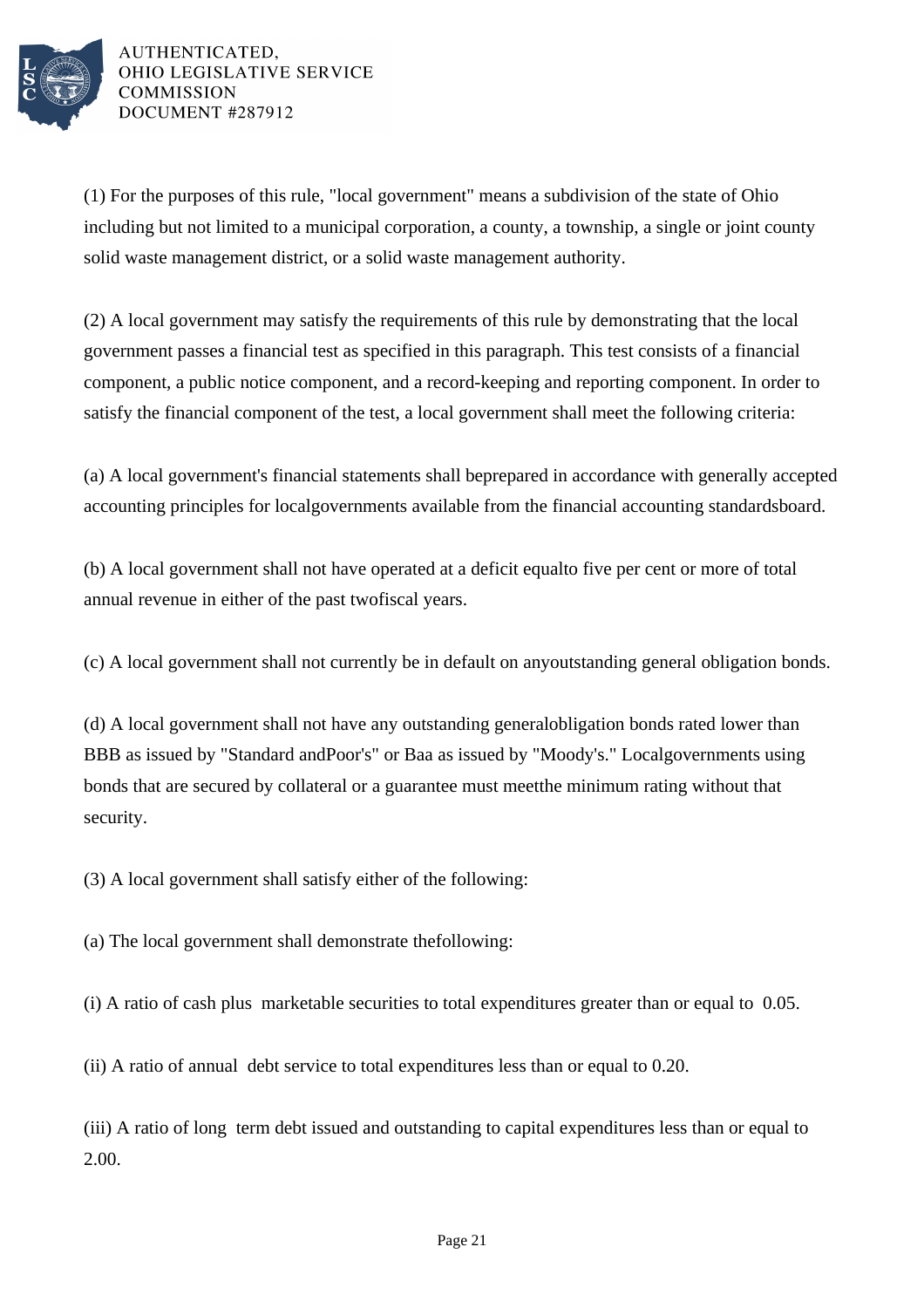(1) For the purposes of this rule, "local government" means a subdivision of the state of Ohio including but not limited to a municipal corporation, a county, a township, a single or joint county solid waste management district, or a solid waste management authority.

(2) A local government may satisfy the requirements of this rule by demonstrating that the local government passes a financial test as specified in this paragraph. This test consists of a financial component, a public notice component, and a record-keeping and reporting component. In order to satisfy the financial component of the test, a local government shall meet the following criteria:

(a) A local government's financial statements shall beprepared in accordance with generally accepted accounting principles for localgovernments available from the financial accounting standardsboard.

(b) A local government shall not have operated at a deficit equalto five per cent or more of total annual revenue in either of the past twofiscal years.

(c) A local government shall not currently be in default on anyoutstanding general obligation bonds.

(d) A local government shall not have any outstanding generalobligation bonds rated lower than BBB as issued by "Standard andPoor's" or Baa as issued by "Moody's." Localgovernments using bonds that are secured by collateral or a guarantee must meetthe minimum rating without that security.

(3) A local government shall satisfy either of the following:

(a) The local government shall demonstrate thefollowing:

(i) A ratio of cash plus marketable securities to total expenditures greater than or equal to 0.05.

(ii) A ratio of annual debt service to total expenditures less than or equal to 0.20.

(iii) A ratio of long term debt issued and outstanding to capital expenditures less than or equal to 2.00.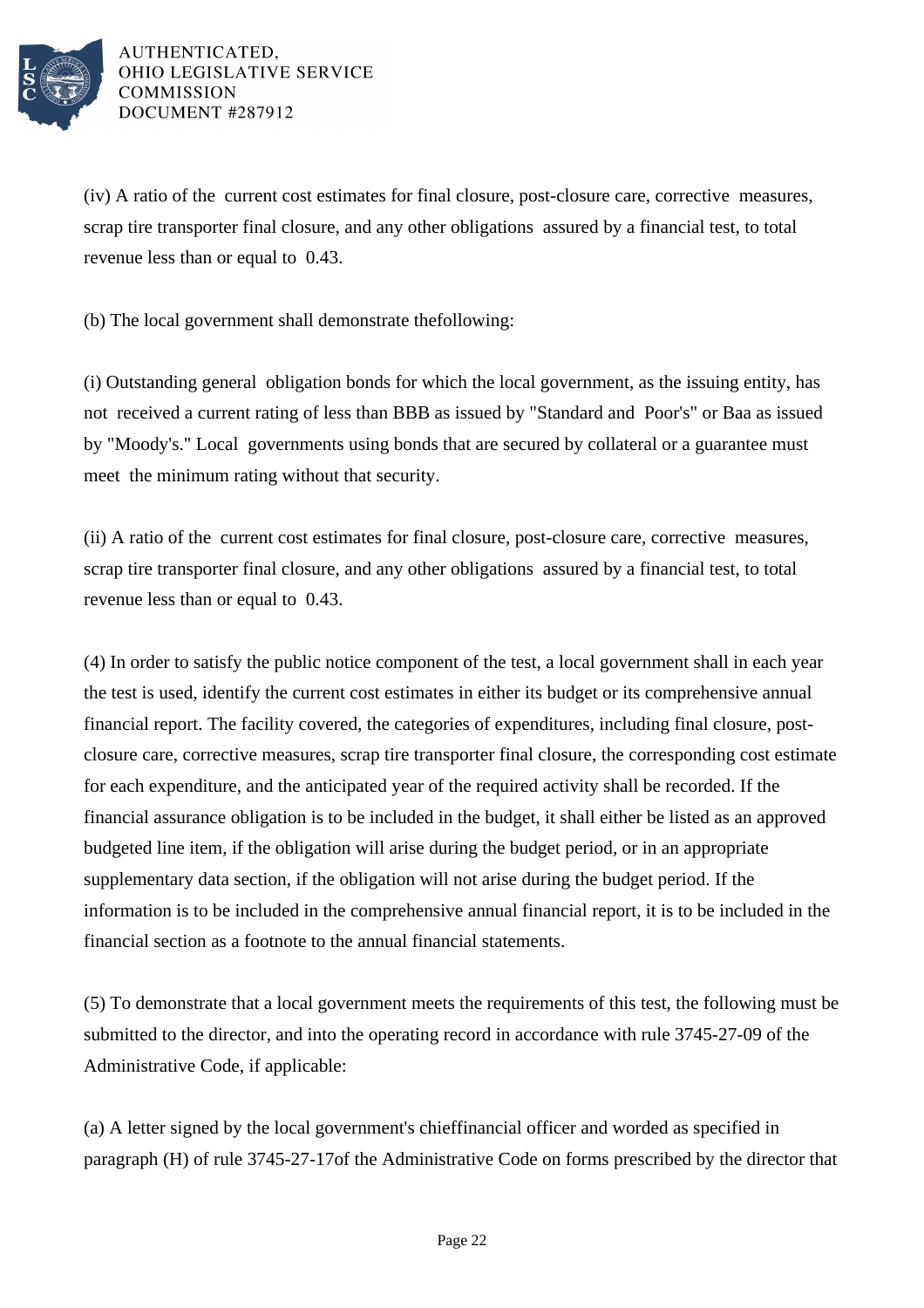(iv) A ratio of the current cost estimates for final closure, post-closure care, corrective measures, scrap tire transporter final closure, and any other obligations assured by a financial test, to total revenue less than or equal to 0.43.

(b) The local government shall demonstrate thefollowing:

(i) Outstanding general obligation bonds for which the local government, as the issuing entity, has not received a current rating of less than BBB as issued by "Standard and Poor's" or Baa as issued by "Moody's." Local governments using bonds that are secured by collateral or a guarantee must meet the minimum rating without that security.

(ii) A ratio of the current cost estimates for final closure, post-closure care, corrective measures, scrap tire transporter final closure, and any other obligations assured by a financial test, to total revenue less than or equal to 0.43.

(4) In order to satisfy the public notice component of the test, a local government shall in each year the test is used, identify the current cost estimates in either its budget or its comprehensive annual financial report. The facility covered, the categories of expenditures, including final closure, post-closure care, corrective measures, scrap tire transporter final closure, the corresponding cost estimate for each expenditure, and the anticipated year of the required activity shall be recorded. If the financial assurance obligation is to be included in the budget, it shall either be listed as an approved budgeted line item, if the obligation will arise during the budget period, or in an appropriate supplementary data section, if the obligation will not arise during the budget period. If the information is to be included in the comprehensive annual financial report, it is to be included in the financial section as a footnote to the annual financial statements.

(5) To demonstrate that a local government meets the requirements of this test, the following must be submitted to the director, and into the operating record in accordance with rule 3745-27-09 of the Administrative Code, if applicable:

(a) A letter signed by the local government's chieffinancial officer and worded as specified in paragraph (H) of rule 3745-27-17of the Administrative Code on forms prescribed by the director that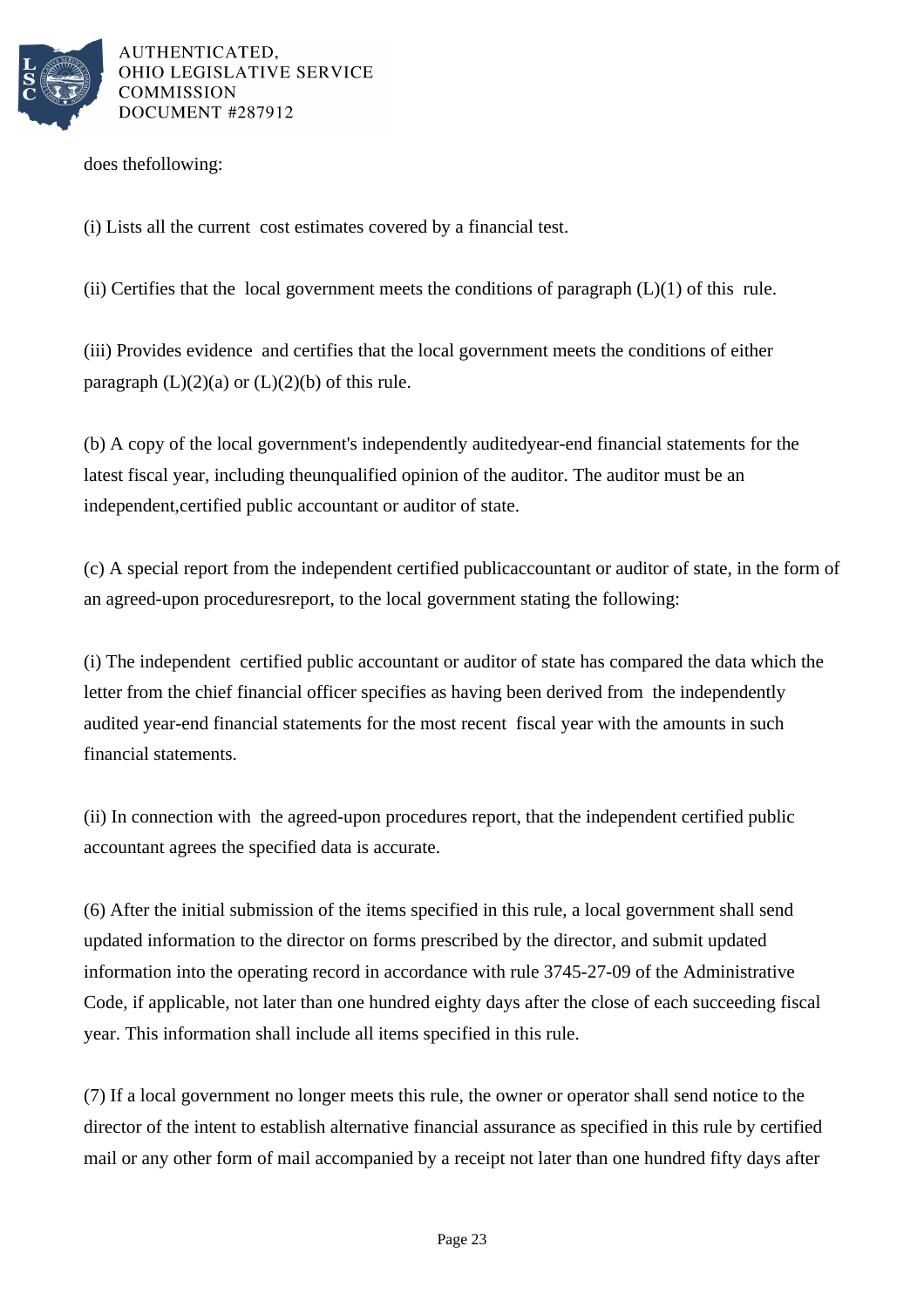does thefollowing:

(i) Lists all the current cost estimates covered by a financial test.

(ii) Certifies that the local government meets the conditions of paragraph (L)(1) of this rule.

(iii) Provides evidence and certifies that the local government meets the conditions of either paragraph (L)(2)(a) or (L)(2)(b) of this rule.

(b) A copy of the local government's independently auditedyear-end financial statements for the latest fiscal year, including theunqualified opinion of the auditor. The auditor must be an independent,certified public accountant or auditor of state.

(c) A special report from the independent certified publicaccountant or auditor of state, in the form of an agreed-upon proceduresreport, to the local government stating the following:

(i) The independent certified public accountant or auditor of state has compared the data which the letter from the chief financial officer specifies as having been derived from the independently audited year-end financial statements for the most recent fiscal year with the amounts in such financial statements.

(ii) In connection with the agreed-upon procedures report, that the independent certified public accountant agrees the specified data is accurate.

(6) After the initial submission of the items specified in this rule, a local government shall send updated information to the director on forms prescribed by the director, and submit updated information into the operating record in accordance with rule 3745-27-09 of the Administrative Code, if applicable, not later than one hundred eighty days after the close of each succeeding fiscal year. This information shall include all items specified in this rule.

(7) If a local government no longer meets this rule, the owner or operator shall send notice to the director of the intent to establish alternative financial assurance as specified in this rule by certified mail or any other form of mail accompanied by a receipt not later than one hundred fifty days after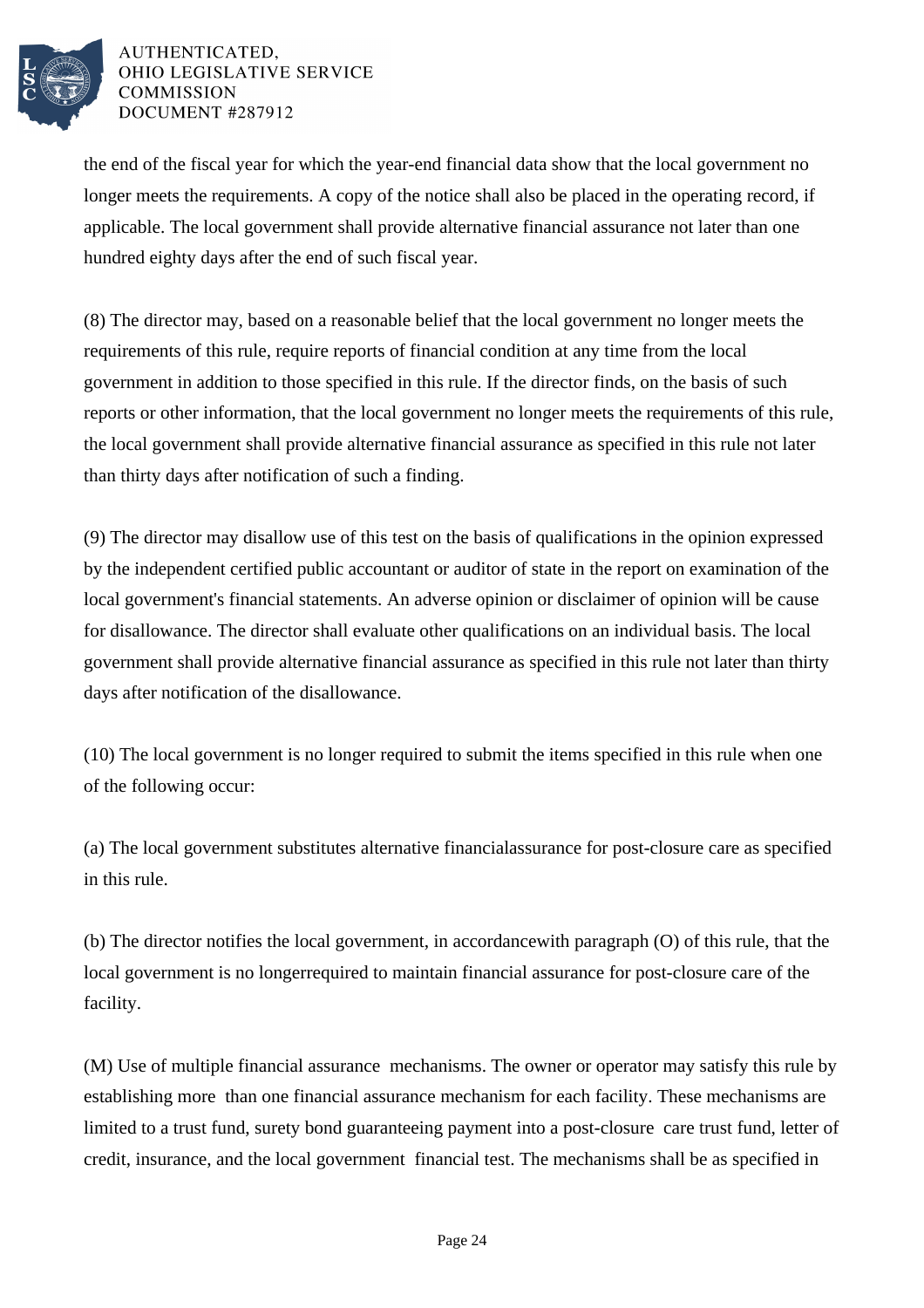the end of the fiscal year for which the year-end financial data show that the local government no longer meets the requirements. A copy of the notice shall also be placed in the operating record, if applicable. The local government shall provide alternative financial assurance not later than one hundred eighty days after the end of such fiscal year.

(8) The director may, based on a reasonable belief that the local government no longer meets the requirements of this rule, require reports of financial condition at any time from the local government in addition to those specified in this rule. If the director finds, on the basis of such reports or other information, that the local government no longer meets the requirements of this rule, the local government shall provide alternative financial assurance as specified in this rule not later than thirty days after notification of such a finding.

(9) The director may disallow use of this test on the basis of qualifications in the opinion expressed by the independent certified public accountant or auditor of state in the report on examination of the local government's financial statements. An adverse opinion or disclaimer of opinion will be cause for disallowance. The director shall evaluate other qualifications on an individual basis. The local government shall provide alternative financial assurance as specified in this rule not later than thirty days after notification of the disallowance.

(10) The local government is no longer required to submit the items specified in this rule when one of the following occur:

(a) The local government substitutes alternative financialassurance for post-closure care as specified in this rule.

(b) The director notifies the local government, in accordancewith paragraph (O) of this rule, that the local government is no longerrequired to maintain financial assurance for post-closure care of the facility.

(M) Use of multiple financial assurance mechanisms. The owner or operator may satisfy this rule by establishing more than one financial assurance mechanism for each facility. These mechanisms are limited to a trust fund, surety bond guaranteeing payment into a post-closure care trust fund, letter of credit, insurance, and the local government financial test. The mechanisms shall be as specified in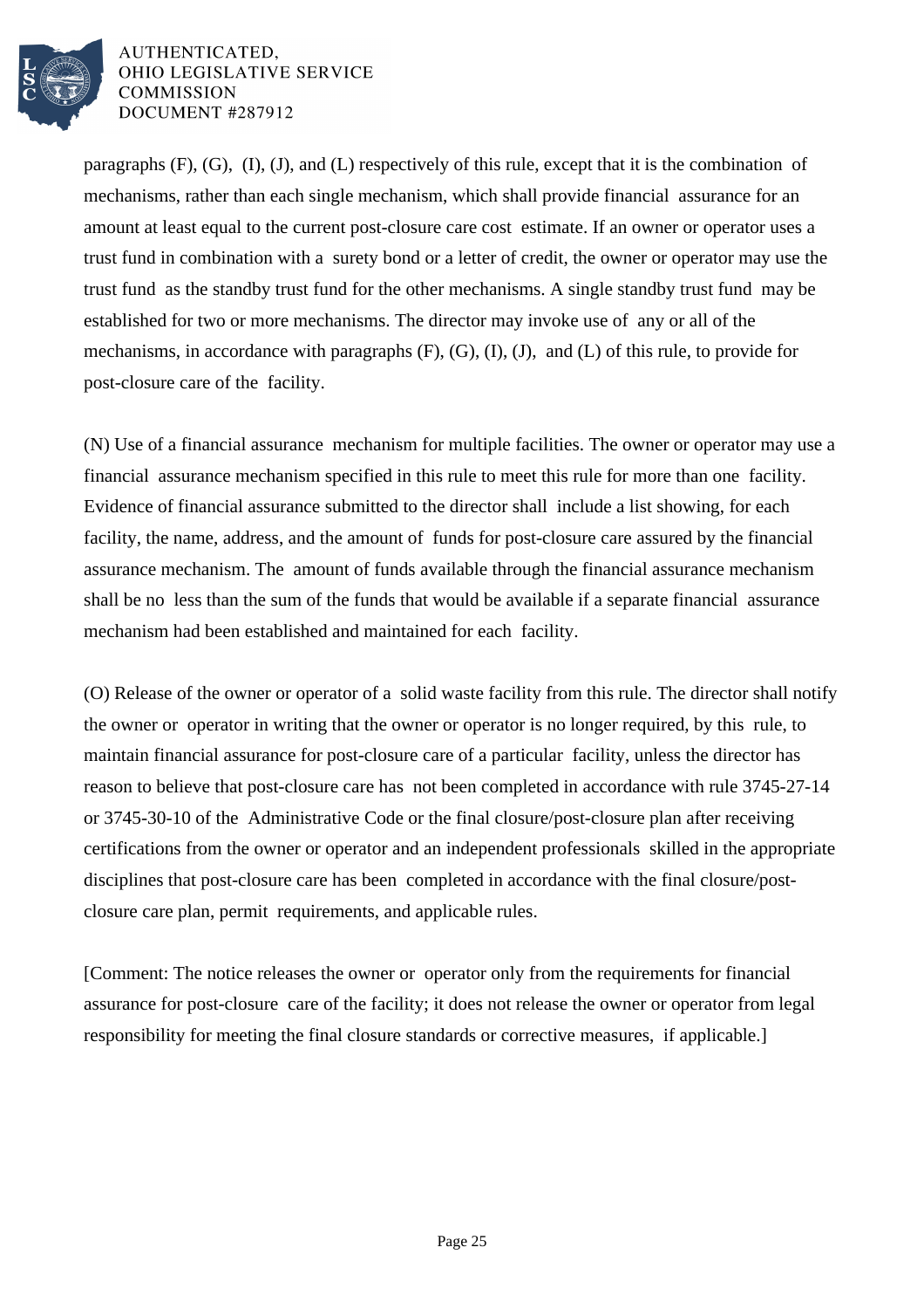paragraphs (F), (G), (I), (J), and (L) respectively of this rule, except that it is the combination of mechanisms, rather than each single mechanism, which shall provide financial assurance for an amount at least equal to the current post-closure care cost estimate. If an owner or operator uses a trust fund in combination with a surety bond or a letter of credit, the owner or operator may use the trust fund as the standby trust fund for the other mechanisms. A single standby trust fund may be established for two or more mechanisms. The director may invoke use of any or all of the mechanisms, in accordance with paragraphs (F), (G), (I), (J), and (L) of this rule, to provide for post-closure care of the facility.

(N) Use of a financial assurance mechanism for multiple facilities. The owner or operator may use a financial assurance mechanism specified in this rule to meet this rule for more than one facility. Evidence of financial assurance submitted to the director shall include a list showing, for each facility, the name, address, and the amount of funds for post-closure care assured by the financial assurance mechanism. The amount of funds available through the financial assurance mechanism shall be no less than the sum of the funds that would be available if a separate financial assurance mechanism had been established and maintained for each facility.

(O) Release of the owner or operator of a solid waste facility from this rule. The director shall notify the owner or operator in writing that the owner or operator is no longer required, by this rule, to maintain financial assurance for post-closure care of a particular facility, unless the director has reason to believe that post-closure care has not been completed in accordance with rule 3745-27-14 or 3745-30-10 of the Administrative Code or the final closure/post-closure plan after receiving certifications from the owner or operator and an independent professionals skilled in the appropriate disciplines that post-closure care has been completed in accordance with the final closure/post-closure care plan, permit requirements, and applicable rules.

[Comment: The notice releases the owner or operator only from the requirements for financial assurance for post-closure care of the facility; it does not release the owner or operator from legal responsibility for meeting the final closure standards or corrective measures, if applicable.]